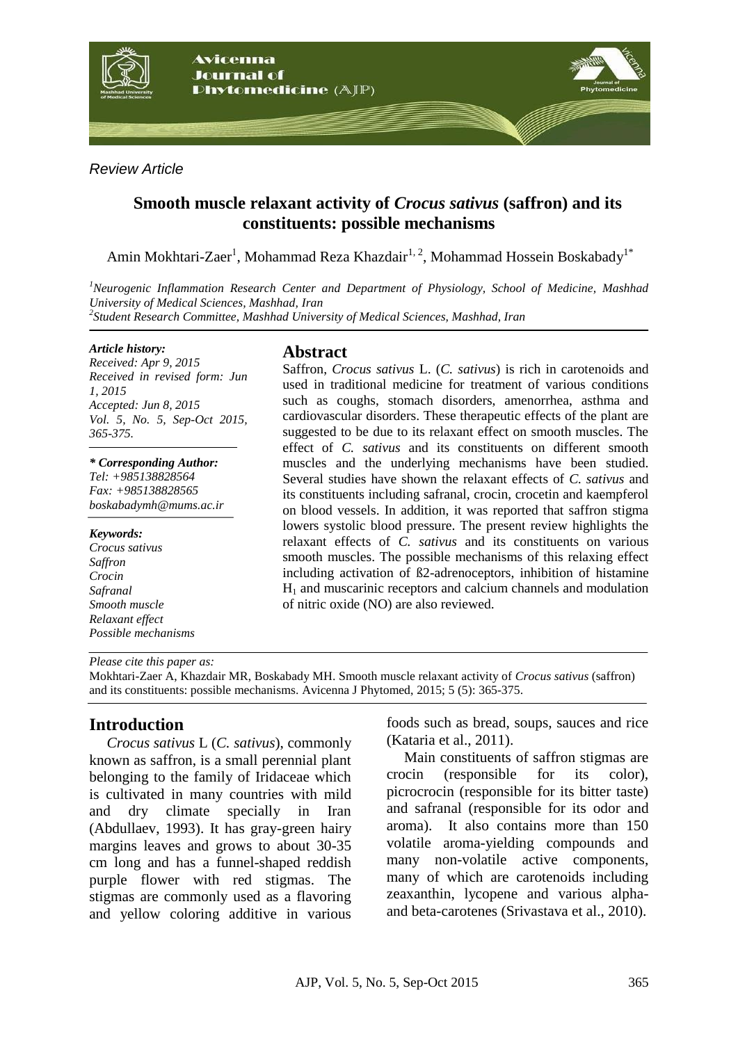*Review Article*

# Smooth muscle relaxant activity of *Crocus sativus* (saffron) and its constituents: possible mechanisms

Amin Mokhtari-Zaer[1], Mohammad Reza Khazdair[1, 2], Mohammad Hossein Boskabady[1*]

*[1]Neurogenic Inflammation Research Center and Department of Physiology, School of Medicine, Mashhad University of Medical Sciences, Mashhad, Iran*
*[2]Student Research Committee, Mashhad University of Medical Sciences, Mashhad, Iran*

***Article history:***
*Received: Apr 9, 2015*
*Received in revised form: Jun 1, 2015*
*Accepted: Jun 8, 2015*
*Vol. 5, No. 5, Sep-Oct 2015, 365-375.*

***\* Corresponding Author:***
*Tel: +985138828564*
*Fax: +985138828565*
*boskabadymh@mums.ac.ir*

***Keywords:***
*Crocus sativus*
*Saffron*
*Crocin*
*Safranal*
*Smooth muscle*
*Relaxant effect*
*Possible mechanisms*

## Abstract

Saffron, *Crocus sativus* L. (*C. sativus*) is rich in carotenoids and used in traditional medicine for treatment of various conditions such as coughs, stomach disorders, amenorrhea, asthma and cardiovascular disorders. These therapeutic effects of the plant are suggested to be due to its relaxant effect on smooth muscles. The effect of *C. sativus* and its constituents on different smooth muscles and the underlying mechanisms have been studied. Several studies have shown the relaxant effects of *C. sativus* and its constituents including safranal, crocin, crocetin and kaempferol on blood vessels. In addition, it was reported that saffron stigma lowers systolic blood pressure. The present review highlights the relaxant effects of *C. sativus* and its constituents on various smooth muscles. The possible mechanisms of this relaxing effect including activation of ß2-adrenoceptors, inhibition of histamine $H_1$ and muscarinic receptors and calcium channels and modulation of nitric oxide (NO) are also reviewed.

*Please cite this paper as:*
Mokhtari-Zaer A, Khazdair MR, Boskabady MH. Smooth muscle relaxant activity of *Crocus sativus* (saffron) and its constituents: possible mechanisms. Avicenna J Phytomed, 2015; 5 (5): 365-375.

## Introduction

*Crocus sativus* L (*C. sativus*), commonly known as saffron, is a small perennial plant belonging to the family of Iridaceae which is cultivated in many countries with mild and dry climate specially in Iran (Abdullaev, 1993). It has gray-green hairy margins leaves and grows to about 30-35 cm long and has a funnel-shaped reddish purple flower with red stigmas. The stigmas are commonly used as a flavoring and yellow coloring additive in various foods such as bread, soups, sauces and rice (Kataria et al., 2011).

Main constituents of saffron stigmas are crocin (responsible for its color), picrocrocin (responsible for its bitter taste) and safranal (responsible for its odor and aroma). It also contains more than 150 volatile aroma-yielding compounds and many non-volatile active components, many of which are carotenoids including zeaxanthin, lycopene and various alpha- and beta-carotenes (Srivastava et al., 2010).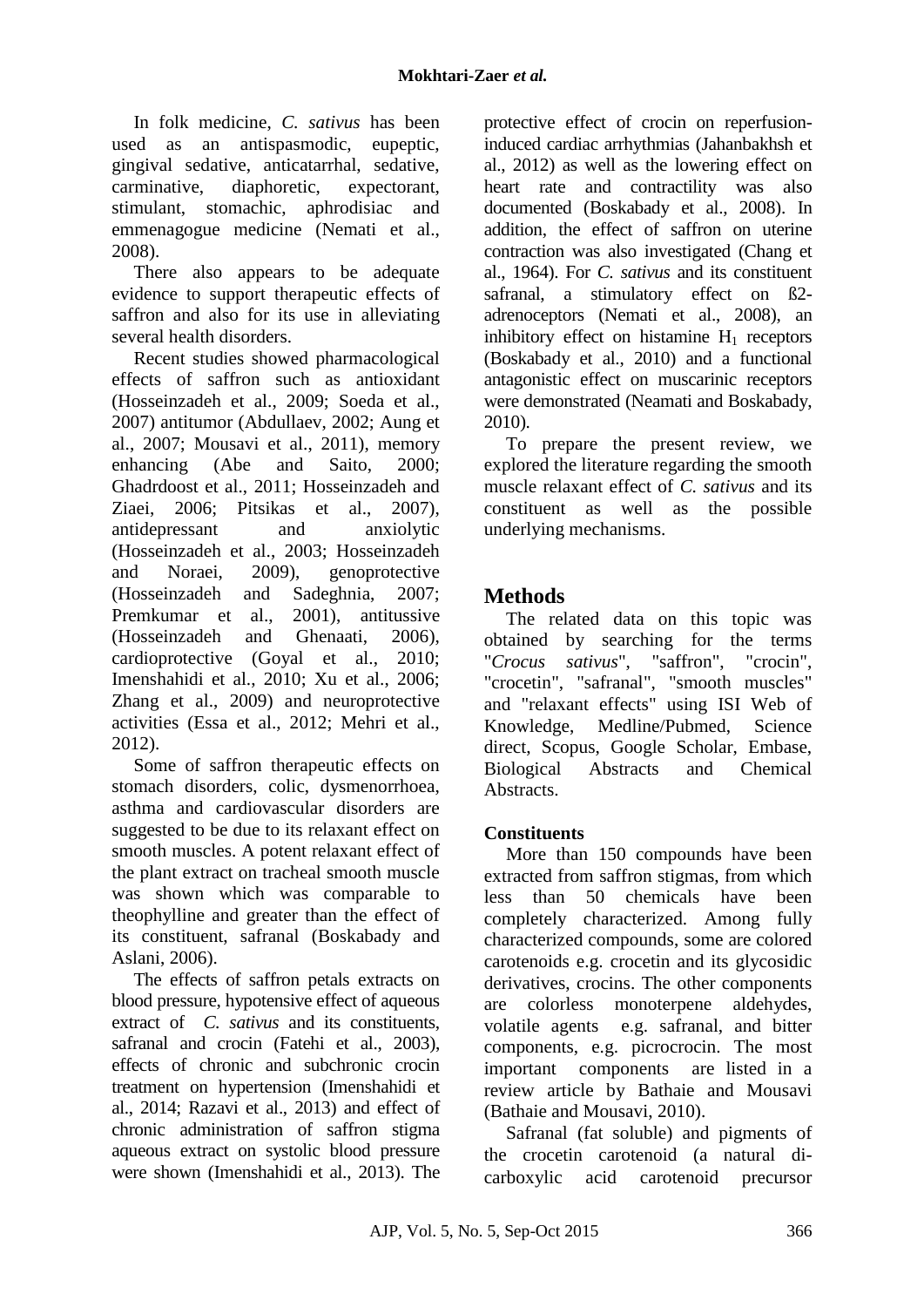In folk medicine, *C. sativus* has been used as an antispasmodic, eupeptic, gingival sedative, anticatarrhal, sedative, carminative, diaphoretic, expectorant, stimulant, stomachic, aphrodisiac and emmenagogue medicine (Nemati et al., 2008).

There also appears to be adequate evidence to support therapeutic effects of saffron and also for its use in alleviating several health disorders.

Recent studies showed pharmacological effects of saffron such as antioxidant (Hosseinzadeh et al., 2009; Soeda et al., 2007) antitumor (Abdullaev, 2002; Aung et al., 2007; Mousavi et al., 2011), memory enhancing (Abe and Saito, 2000; Ghadrdoost et al., 2011; Hosseinzadeh and Ziaei, 2006; Pitsikas et al., 2007), antidepressant and anxiolytic (Hosseinzadeh et al., 2003; Hosseinzadeh and Noraei, 2009), genoprotective (Hosseinzadeh and Sadeghnia, 2007; Premkumar et al., 2001), antitussive (Hosseinzadeh and Ghenaati, 2006), cardioprotective (Goyal et al., 2010; Imenshahidi et al., 2010; Xu et al., 2006; Zhang et al., 2009) and neuroprotective activities (Essa et al., 2012; Mehri et al., 2012).

Some of saffron therapeutic effects on stomach disorders, colic, dysmenorrhoea, asthma and cardiovascular disorders are suggested to be due to its relaxant effect on smooth muscles. A potent relaxant effect of the plant extract on tracheal smooth muscle was shown which was comparable to theophylline and greater than the effect of its constituent, safranal (Boskabady and Aslani, 2006).

The effects of saffron petals extracts on blood pressure, hypotensive effect of aqueous extract of *C. sativus* and its constituents, safranal and crocin (Fatehi et al., 2003), effects of chronic and subchronic crocin treatment on hypertension (Imenshahidi et al., 2014; Razavi et al., 2013) and effect of chronic administration of saffron stigma aqueous extract on systolic blood pressure were shown (Imenshahidi et al., 2013). The protective effect of crocin on reperfusion-induced cardiac arrhythmias (Jahanbakhsh et al., 2012) as well as the lowering effect on heart rate and contractility was also documented (Boskabady et al., 2008). In addition, the effect of saffron on uterine contraction was also investigated (Chang et al., 1964). For *C. sativus* and its constituent safranal, a stimulatory effect on ß2-adrenoceptors (Nemati et al., 2008), an inhibitory effect on histamine $H_1$ receptors (Boskabady et al., 2010) and a functional antagonistic effect on muscarinic receptors were demonstrated (Neamati and Boskabady, 2010).

To prepare the present review, we explored the literature regarding the smooth muscle relaxant effect of *C. sativus* and its constituent as well as the possible underlying mechanisms.

## Methods

The related data on this topic was obtained by searching for the terms "*Crocus sativus*", "saffron", "crocin", "crocetin", "safranal", "smooth muscles" and "relaxant effects" using ISI Web of Knowledge, Medline/Pubmed, Science direct, Scopus, Google Scholar, Embase, Biological Abstracts and Chemical Abstracts.

### Constituents

More than 150 compounds have been extracted from saffron stigmas, from which less than 50 chemicals have been completely characterized. Among fully characterized compounds, some are colored carotenoids e.g. crocetin and its glycosidic derivatives, crocins. The other components are colorless monoterpene aldehydes, volatile agents e.g. safranal, and bitter components, e.g. picrocrocin. The most important components are listed in a review article by Bathaie and Mousavi (Bathaie and Mousavi, 2010).

Safranal (fat soluble) and pigments of the crocetin carotenoid (a natural di-carboxylic acid carotenoid precursor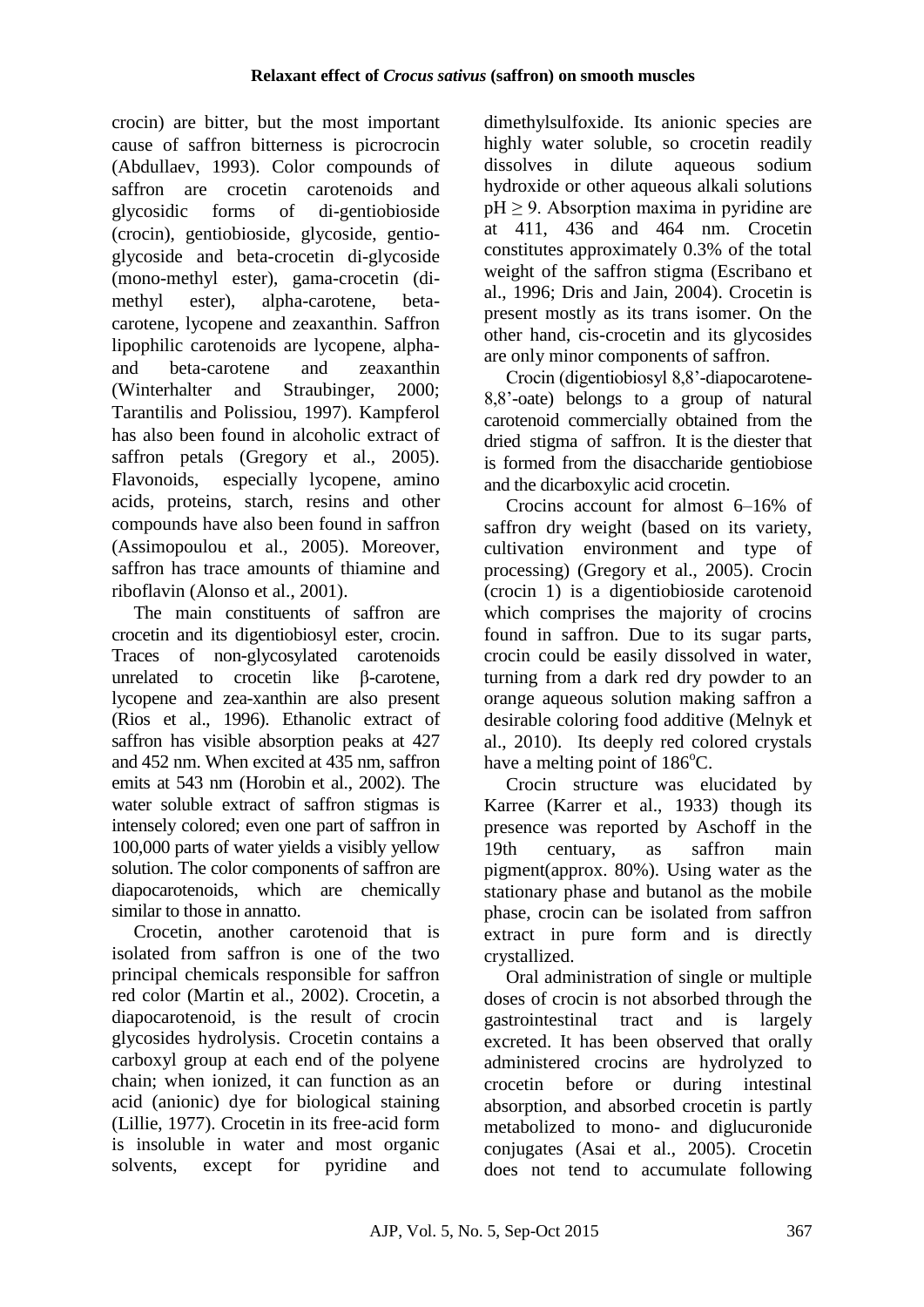crocin) are bitter, but the most important cause of saffron bitterness is picrocrocin (Abdullaev, 1993). Color compounds of saffron are crocetin carotenoids and glycosidic forms of di-gentiobioside (crocin), gentiobioside, glycoside, gentio-glycoside and beta-crocetin di-glycoside (mono-methyl ester), gama-crocetin (di-methyl ester), alpha-carotene, beta-carotene, lycopene and zeaxanthin. Saffron lipophilic carotenoids are lycopene, alpha- and beta-carotene and zeaxanthin (Winterhalter and Straubinger, 2000; Tarantilis and Polissiou, 1997). Kampferol has also been found in alcoholic extract of saffron petals (Gregory et al., 2005). Flavonoids, especially lycopene, amino acids, proteins, starch, resins and other compounds have also been found in saffron (Assimopoulou et al., 2005). Moreover, saffron has trace amounts of thiamine and riboflavin (Alonso et al., 2001).

The main constituents of saffron are crocetin and its digentiobiosyl ester, crocin. Traces of non-glycosylated carotenoids unrelated to crocetin like β-carotene, lycopene and zea-xanthin are also present (Rios et al., 1996). Ethanolic extract of saffron has visible absorption peaks at 427 and 452 nm. When excited at 435 nm, saffron emits at 543 nm (Horobin et al., 2002). The water soluble extract of saffron stigmas is intensely colored; even one part of saffron in 100,000 parts of water yields a visibly yellow solution. The color components of saffron are diapocarotenoids, which are chemically similar to those in annatto.

Crocetin, another carotenoid that is isolated from saffron is one of the two principal chemicals responsible for saffron red color (Martin et al., 2002). Crocetin, a diapocarotenoid, is the result of crocin glycosides hydrolysis. Crocetin contains a carboxyl group at each end of the polyene chain; when ionized, it can function as an acid (anionic) dye for biological staining (Lillie, 1977). Crocetin in its free-acid form is insoluble in water and most organic solvents, except for pyridine and dimethylsulfoxide. Its anionic species are highly water soluble, so crocetin readily dissolves in dilute aqueous sodium hydroxide or other aqueous alkali solutions $pH \geq 9$. Absorption maxima in pyridine are at 411, 436 and 464 nm. Crocetin constitutes approximately 0.3% of the total weight of the saffron stigma (Escribano et al., 1996; Dris and Jain, 2004). Crocetin is present mostly as its trans isomer. On the other hand, cis-crocetin and its glycosides are only minor components of saffron.

Crocin (digentiobiosyl 8,8'-diapocarotene-8,8'-oate) belongs to a group of natural carotenoid commercially obtained from the dried stigma of saffron. It is the diester that is formed from the disaccharide gentiobiose and the dicarboxylic acid crocetin.

Crocins account for almost 6–16% of saffron dry weight (based on its variety, cultivation environment and type of processing) (Gregory et al., 2005). Crocin (crocin 1) is a digentiobioside carotenoid which comprises the majority of crocins found in saffron. Due to its sugar parts, crocin could be easily dissolved in water, turning from a dark red dry powder to an orange aqueous solution making saffron a desirable coloring food additive (Melnyk et al., 2010). Its deeply red colored crystals have a melting point of $186^{o}C$.

Crocin structure was elucidated by Karree (Karrer et al., 1933) though its presence was reported by Aschoff in the 19th centuary, as saffron main pigment(approx. 80%). Using water as the stationary phase and butanol as the mobile phase, crocin can be isolated from saffron extract in pure form and is directly crystallized.

Oral administration of single or multiple doses of crocin is not absorbed through the gastrointestinal tract and is largely excreted. It has been observed that orally administered crocins are hydrolyzed to crocetin before or during intestinal absorption, and absorbed crocetin is partly metabolized to mono- and diglucuronide conjugates (Asai et al., 2005). Crocetin does not tend to accumulate following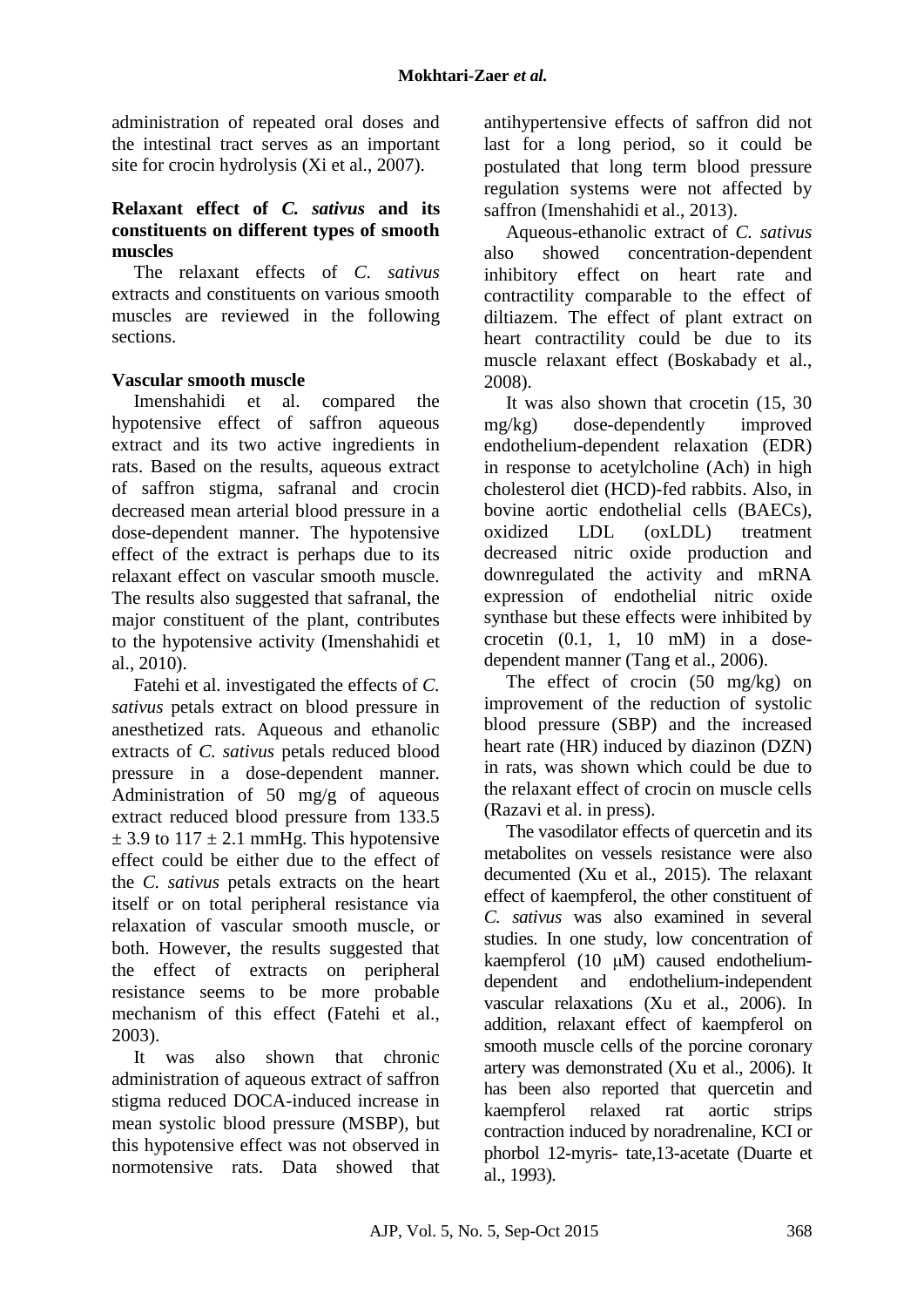administration of repeated oral doses and the intestinal tract serves as an important site for crocin hydrolysis (Xi et al., 2007).

## Relaxant effect of *C. sativus* and its constituents on different types of smooth muscles

The relaxant effects of *C. sativus* extracts and constituents on various smooth muscles are reviewed in the following sections.

### Vascular smooth muscle

Imenshahidi et al. compared the hypotensive effect of saffron aqueous extract and its two active ingredients in rats. Based on the results, aqueous extract of saffron stigma, safranal and crocin decreased mean arterial blood pressure in a dose-dependent manner. The hypotensive effect of the extract is perhaps due to its relaxant effect on vascular smooth muscle. The results also suggested that safranal, the major constituent of the plant, contributes to the hypotensive activity (Imenshahidi et al., 2010).

Fatehi et al. investigated the effects of *C. sativus* petals extract on blood pressure in anesthetized rats. Aqueous and ethanolic extracts of *C. sativus* petals reduced blood pressure in a dose-dependent manner. Administration of 50 mg/g of aqueous extract reduced blood pressure from 133.5 $\pm$ 3.9 to 117 $\pm$ 2.1 mmHg. This hypotensive effect could be either due to the effect of the *C. sativus* petals extracts on the heart itself or on total peripheral resistance via relaxation of vascular smooth muscle, or both. However, the results suggested that the effect of extracts on peripheral resistance seems to be more probable mechanism of this effect (Fatehi et al., 2003).

It was also shown that chronic administration of aqueous extract of saffron stigma reduced DOCA-induced increase in mean systolic blood pressure (MSBP), but this hypotensive effect was not observed in normotensive rats. Data showed that antihypertensive effects of saffron did not last for a long period, so it could be postulated that long term blood pressure regulation systems were not affected by saffron (Imenshahidi et al., 2013).

Aqueous-ethanolic extract of *C. sativus* also showed concentration-dependent inhibitory effect on heart rate and contractility comparable to the effect of diltiazem. The effect of plant extract on heart contractility could be due to its muscle relaxant effect (Boskabady et al., 2008).

It was also shown that crocetin (15, 30 mg/kg) dose-dependently improved endothelium-dependent relaxation (EDR) in response to acetylcholine (Ach) in high cholesterol diet (HCD)-fed rabbits. Also, in bovine aortic endothelial cells (BAECs), oxidized LDL (oxLDL) treatment decreased nitric oxide production and downregulated the activity and mRNA expression of endothelial nitric oxide synthase but these effects were inhibited by crocetin (0.1, 1, 10 mM) in a dose-dependent manner (Tang et al., 2006).

The effect of crocin (50 mg/kg) on improvement of the reduction of systolic blood pressure (SBP) and the increased heart rate (HR) induced by diazinon (DZN) in rats, was shown which could be due to the relaxant effect of crocin on muscle cells (Razavi et al. in press).

The vasodilator effects of quercetin and its metabolites on vessels resistance were also decumented (Xu et al., 2015). The relaxant effect of kaempferol, the other constituent of *C. sativus* was also examined in several studies. In one study, low concentration of kaempferol (10 μM) caused endothelium-dependent and endothelium-independent vascular relaxations (Xu et al., 2006). In addition, relaxant effect of kaempferol on smooth muscle cells of the porcine coronary artery was demonstrated (Xu et al., 2006). It has been also reported that quercetin and kaempferol relaxed rat aortic strips contraction induced by noradrenaline, KCI or phorbol 12-myris- tate,13-acetate (Duarte et al., 1993).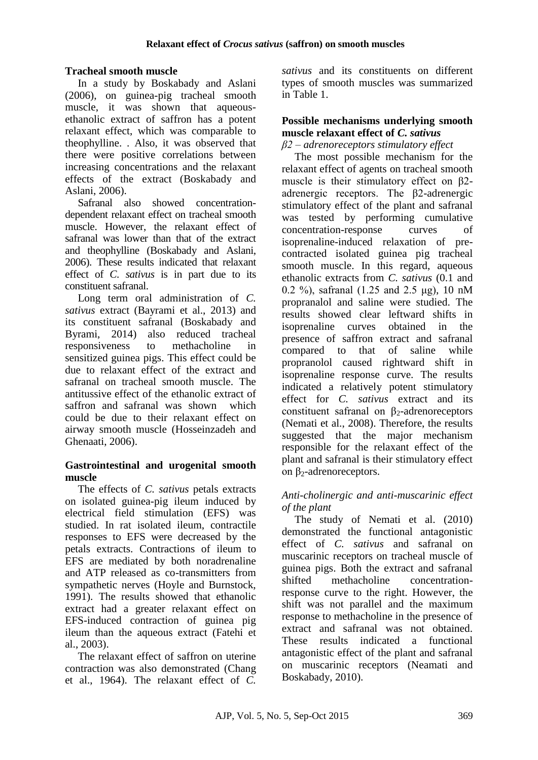### Tracheal smooth muscle

In a study by Boskabady and Aslani (2006), on guinea-pig tracheal smooth muscle, it was shown that aqueous-ethanolic extract of saffron has a potent relaxant effect, which was comparable to theophylline. . Also, it was observed that there were positive correlations between increasing concentrations and the relaxant effects of the extract (Boskabady and Aslani, 2006).

Safranal also showed concentration-dependent relaxant effect on tracheal smooth muscle. However, the relaxant effect of safranal was lower than that of the extract and theophylline (Boskabady and Aslani, 2006). These results indicated that relaxant effect of *C. sativus* is in part due to its constituent safranal.

Long term oral administration of *C. sativus* extract (Bayrami et al., 2013) and its constituent safranal (Boskabady and Byrami, 2014) also reduced tracheal responsiveness to methacholine in sensitized guinea pigs. This effect could be due to relaxant effect of the extract and safranal on tracheal smooth muscle. The antitussive effect of the ethanolic extract of saffron and safranal was shown which could be due to their relaxant effect on airway smooth muscle (Hosseinzadeh and Ghenaati, 2006).

### Gastrointestinal and urogenital smooth muscle

The effects of *C. sativus* petals extracts on isolated guinea-pig ileum induced by electrical field stimulation (EFS) was studied. In rat isolated ileum, contractile responses to EFS were decreased by the petals extracts. Contractions of ileum to EFS are mediated by both noradrenaline and ATP released as co-transmitters from sympathetic nerves (Hoyle and Burnstock, 1991). The results showed that ethanolic extract had a greater relaxant effect on EFS-induced contraction of guinea pig ileum than the aqueous extract (Fatehi et al., 2003).

The relaxant effect of saffron on uterine contraction was also demonstrated (Chang et al., 1964). The relaxant effect of *C. sativus* and its constituents on different types of smooth muscles was summarized in Table 1.

## Possible mechanisms underlying smooth muscle relaxant effect of *C. sativus*

*β2 – adrenoreceptors stimulatory effect*

The most possible mechanism for the relaxant effect of agents on tracheal smooth muscle is their stimulatory effect on β2-adrenergic receptors. The β2-adrenergic stimulatory effect of the plant and safranal was tested by performing cumulative concentration-response curves of isoprenaline-induced relaxation of pre-contracted isolated guinea pig tracheal smooth muscle. In this regard, aqueous ethanolic extracts from *C. sativus* (0.1 and 0.2 %), safranal (1.25 and 2.5 μg), 10 nM propranalol and saline were studied. The results showed clear leftward shifts in isoprenaline curves obtained in the presence of saffron extract and safranal compared to that of saline while propranolol caused rightward shift in isoprenaline response curve. The results indicated a relatively potent stimulatory effect for *C. sativus* extract and its constituent safranal on $\beta_2$-adrenoreceptors (Nemati et al., 2008). Therefore, the results suggested that the major mechanism responsible for the relaxant effect of the plant and safranal is their stimulatory effect on $\beta_2$-adrenoreceptors.

*Anti-cholinergic and anti-muscarinic effect of the plant*

The study of Nemati et al. (2010) demonstrated the functional antagonistic effect of *C. sativus* and safranal on muscarinic receptors on tracheal muscle of guinea pigs. Both the extract and safranal shifted methacholine concentration-response curve to the right. However, the shift was not parallel and the maximum response to methacholine in the presence of extract and safranal was not obtained. These results indicated a functional antagonistic effect of the plant and safranal on muscarinic receptors (Neamati and Boskabady, 2010).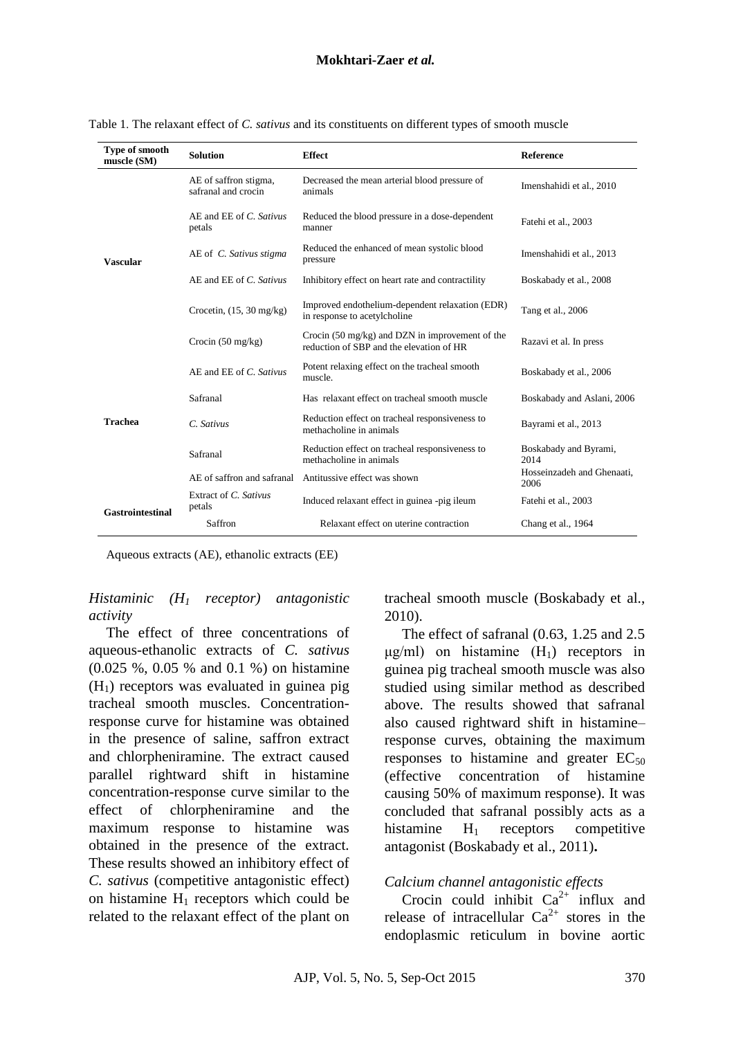Table 1. The relaxant effect of *C. sativus* and its constituents on different types of smooth muscle

| Type of smooth muscle (SM) | Solution | Effect | Reference |
|---|---|---|---|
| Vascular | AE of saffron stigma, safranal and crocin | Decreased the mean arterial blood pressure of animals | Imenshahidi et al., 2010 |
| | AE and EE of *C. Sativus* petals | Reduced the blood pressure in a dose-dependent manner | Fatehi et al., 2003 |
| | AE of *C. Sativus stigma* | Reduced the enhanced of mean systolic blood pressure | Imenshahidi et al., 2013 |
| | AE and EE of *C. Sativus* | Inhibitory effect on heart rate and contractility | Boskabady et al., 2008 |
| | Crocetin, (15, 30 mg/kg) | Improved endothelium-dependent relaxation (EDR) in response to acetylcholine | Tang et al., 2006 |
| | Crocin (50 mg/kg) | Crocin (50 mg/kg) and DZN in improvement of the reduction of SBP and the elevation of HR | Razavi et al. In press |
| Trachea | AE and EE of *C. Sativus* | Potent relaxing effect on the tracheal smooth muscle. | Boskabady et al., 2006 |
| | Safranal | Has relaxant effect on tracheal smooth muscle | Boskabady and Aslani, 2006 |
| | *C. Sativus* | Reduction effect on tracheal responsiveness to methacholine in animals | Bayrami et al., 2013 |
| | Safranal | Reduction effect on tracheal responsiveness to methacholine in animals | Boskabady and Byrami, 2014 |
| | AE of saffron and safranal | Antitussive effect was shown | Hosseinzadeh and Ghenaati, 2006 |
| Gastrointestinal | Extract of *C. Sativus* petals | Induced relaxant effect in guinea -pig ileum | Fatehi et al., 2003 |
| | Saffron | Relaxant effect on uterine contraction | Chang et al., 1964 |

Aqueous extracts (AE), ethanolic extracts (EE)

*Histaminic ($H_1$ receptor) antagonistic activity*

The effect of three concentrations of aqueous-ethanolic extracts of *C. sativus* (0.025 %, 0.05 % and 0.1 %) on histamine ($H_1$) receptors was evaluated in guinea pig tracheal smooth muscles. Concentration-response curve for histamine was obtained in the presence of saline, saffron extract and chlorpheniramine. The extract caused parallel rightward shift in histamine concentration-response curve similar to the effect of chlorpheniramine and the maximum response to histamine was obtained in the presence of the extract. These results showed an inhibitory effect of *C. sativus* (competitive antagonistic effect) on histamine $H_1$ receptors which could be related to the relaxant effect of the plant on tracheal smooth muscle (Boskabady et al., 2010).

The effect of safranal (0.63, 1.25 and 2.5 μg/ml) on histamine ($H_1$) receptors in guinea pig tracheal smooth muscle was also studied using similar method as described above. The results showed that safranal also caused rightward shift in histamine–response curves, obtaining the maximum responses to histamine and greater $EC_{50}$ (effective concentration of histamine causing 50% of maximum response). It was concluded that safranal possibly acts as a histamine $H_1$ receptors competitive antagonist (Boskabady et al., 2011).

*Calcium channel antagonistic effects*

Crocin could inhibit $Ca^{2+}$ influx and release of intracellular $Ca^{2+}$ stores in the endoplasmic reticulum in bovine aortic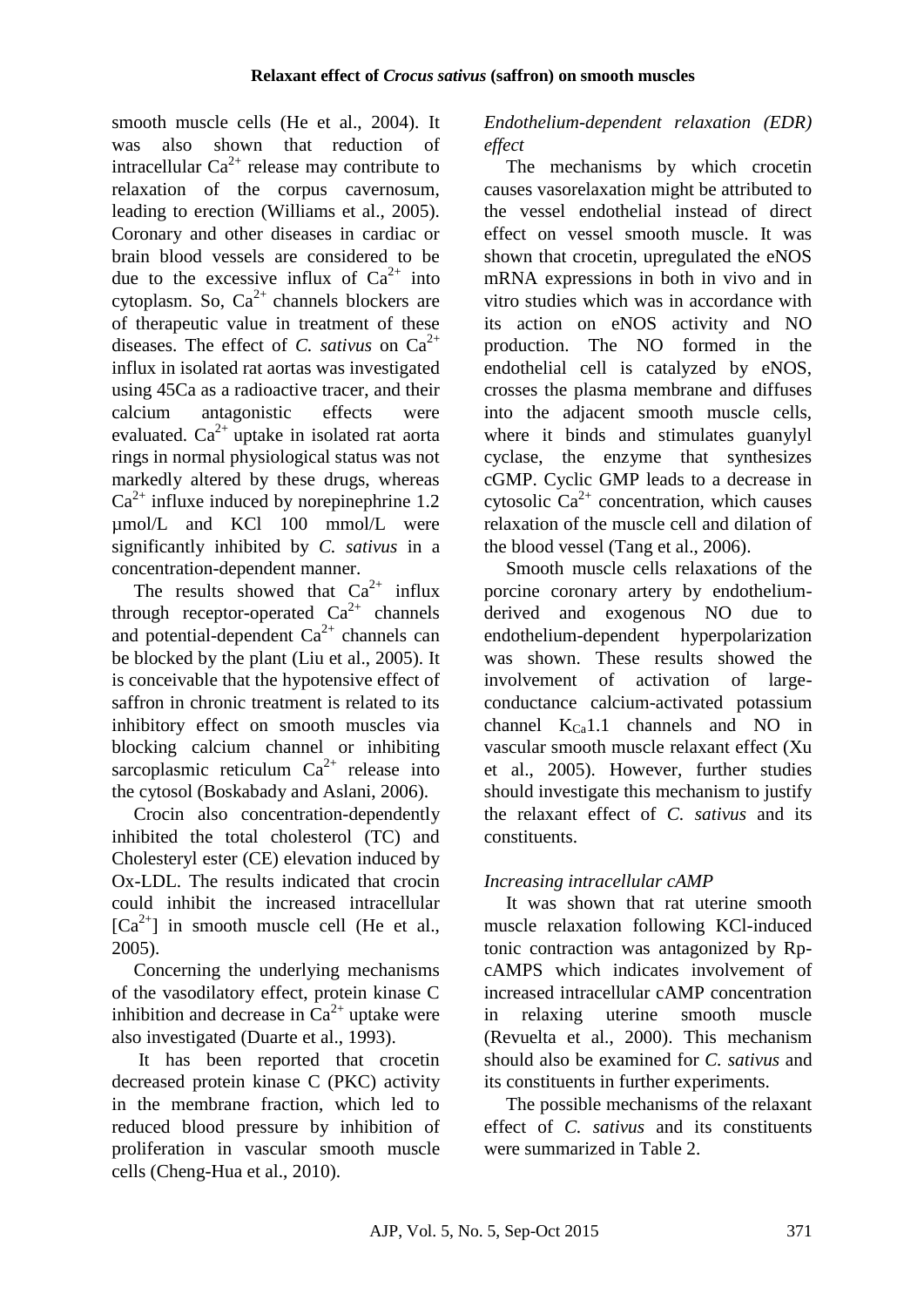smooth muscle cells (He et al., 2004). It was also shown that reduction of intracellular $Ca^{2+}$ release may contribute to relaxation of the corpus cavernosum, leading to erection (Williams et al., 2005). Coronary and other diseases in cardiac or brain blood vessels are considered to be due to the excessive influx of $Ca^{2+}$ into cytoplasm. So, $Ca^{2+}$ channels blockers are of therapeutic value in treatment of these diseases. The effect of *C. sativus* on $Ca^{2+}$ influx in isolated rat aortas was investigated using 45Ca as a radioactive tracer, and their calcium antagonistic effects were evaluated. $Ca^{2+}$ uptake in isolated rat aorta rings in normal physiological status was not markedly altered by these drugs, whereas $Ca^{2+}$ influxe induced by norepinephrine 1.2 µmol/L and KCl 100 mmol/L were significantly inhibited by *C. sativus* in a concentration-dependent manner.

The results showed that $Ca^{2+}$ influx through receptor-operated $Ca^{2+}$ channels and potential-dependent $Ca^{2+}$ channels can be blocked by the plant (Liu et al., 2005). It is conceivable that the hypotensive effect of saffron in chronic treatment is related to its inhibitory effect on smooth muscles via blocking calcium channel or inhibiting sarcoplasmic reticulum $Ca^{2+}$ release into the cytosol (Boskabady and Aslani, 2006).

Crocin also concentration-dependently inhibited the total cholesterol (TC) and Cholesteryl ester (CE) elevation induced by Ox-LDL. The results indicated that crocin could inhibit the increased intracellular $[Ca^{2+}]$ in smooth muscle cell (He et al., 2005).

Concerning the underlying mechanisms of the vasodilatory effect, protein kinase C inhibition and decrease in $Ca^{2+}$ uptake were also investigated (Duarte et al., 1993).

It has been reported that crocetin decreased protein kinase C (PKC) activity in the membrane fraction, which led to reduced blood pressure by inhibition of proliferation in vascular smooth muscle cells (Cheng-Hua et al., 2010).

*Endothelium-dependent relaxation (EDR) effect*

The mechanisms by which crocetin causes vasorelaxation might be attributed to the vessel endothelial instead of direct effect on vessel smooth muscle. It was shown that crocetin, upregulated the eNOS mRNA expressions in both in vivo and in vitro studies which was in accordance with its action on eNOS activity and NO production. The NO formed in the endothelial cell is catalyzed by eNOS, crosses the plasma membrane and diffuses into the adjacent smooth muscle cells, where it binds and stimulates guanylyl cyclase, the enzyme that synthesizes cGMP. Cyclic GMP leads to a decrease in cytosolic $Ca^{2+}$ concentration, which causes relaxation of the muscle cell and dilation of the blood vessel (Tang et al., 2006).

Smooth muscle cells relaxations of the porcine coronary artery by endothelium-derived and exogenous NO due to endothelium-dependent hyperpolarization was shown. These results showed the involvement of activation of large-conductance calcium-activated potassium channel $K_{Ca}1.1$ channels and NO in vascular smooth muscle relaxant effect (Xu et al., 2005). However, further studies should investigate this mechanism to justify the relaxant effect of *C. sativus* and its constituents.

*Increasing intracellular cAMP*

It was shown that rat uterine smooth muscle relaxation following KCl-induced tonic contraction was antagonized by Rp-cAMPS which indicates involvement of increased intracellular cAMP concentration in relaxing uterine smooth muscle (Revuelta et al., 2000). This mechanism should also be examined for *C. sativus* and its constituents in further experiments.

The possible mechanisms of the relaxant effect of *C. sativus* and its constituents were summarized in Table 2.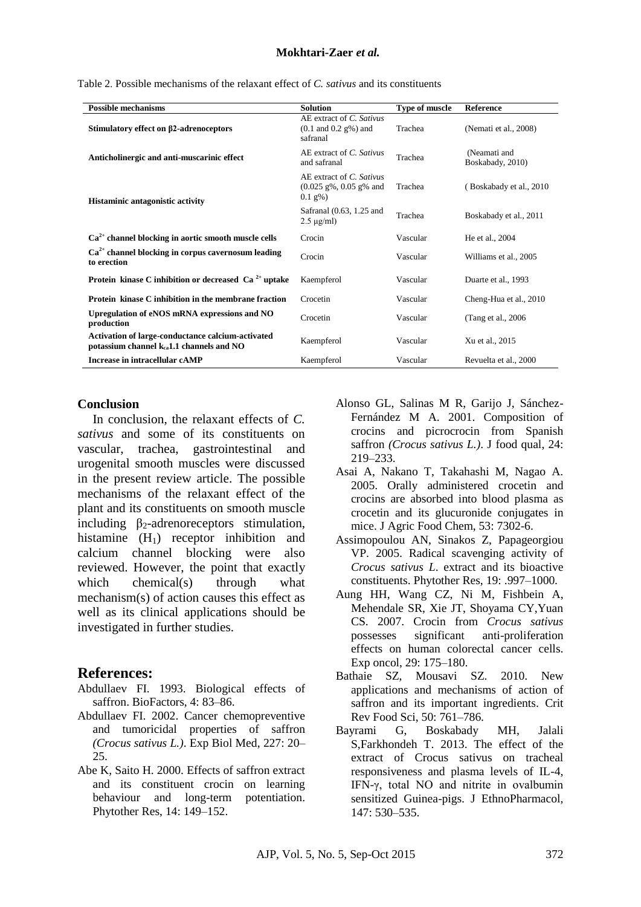Table 2. Possible mechanisms of the relaxant effect of *C. sativus* and its constituents

| Possible mechanisms | Solution | Type of muscle | Reference |
|---|---|---|---|
| **Stimulatory effect on β2-adrenoceptors** | AE extract of *C. Sativus* (0.1 and 0.2 g%) and safranal | Trachea | (Nemati et al., 2008) |
| **Anticholinergic and anti-muscarinic effect** | AE extract of *C. Sativus* and safranal | Trachea | (Neamati and Boskabady, 2010) |
| **Histaminic antagonistic activity** | AE extract of *C. Sativus* (0.025 g%, 0.05 g% and 0.1 g%) | Trachea | ( Boskabady et al., 2010 |
| | Safranal (0.63, 1.25 and 2.5 μg/ml) | Trachea | Boskabady et al., 2011 |
| **$Ca^{2+}$ channel blocking in aortic smooth muscle cells** | Crocin | Vascular | He et al., 2004 |
| **$Ca^{2+}$ channel blocking in corpus cavernosum leading to erection** | Crocin | Vascular | Williams et al., 2005 |
| **Protein kinase C inhibition or decreased $Ca^{2+}$ uptake** | Kaempferol | Vascular | Duarte et al., 1993 |
| **Protein kinase C inhibition in the membrane fraction** | Crocetin | Vascular | Cheng-Hua et al., 2010 |
| **Upregulation of eNOS mRNA expressions and NO production** | Crocetin | Vascular | (Tang et al., 2006 |
| **Activation of large-conductance calcium-activated potassium channel $k_{ca}1.1$ channels and NO** | Kaempferol | Vascular | Xu et al., 2015 |
| **Increase in intracellular cAMP** | Kaempferol | Vascular | Revuelta et al., 2000 |

## Conclusion

In conclusion, the relaxant effects of *C. sativus* and some of its constituents on vascular, trachea, gastrointestinal and urogenital smooth muscles were discussed in the present review article. The possible mechanisms of the relaxant effect of the plant and its constituents on smooth muscle including $\beta_2$-adrenoreceptors stimulation, histamine ($H_1$) receptor inhibition and calcium channel blocking were also reviewed. However, the point that exactly which chemical(s) through what mechanism(s) of action causes this effect as well as its clinical applications should be investigated in further studies.

## References:

Abdullaev FI. 1993. Biological effects of saffron. BioFactors, 4: 83–86.

Abdullaev FI. 2002. Cancer chemopreventive and tumoricidal properties of saffron *(Crocus sativus L.)*. Exp Biol Med, 227: 20–25.

Abe K, Saito H. 2000. Effects of saffron extract and its constituent crocin on learning behaviour and long-term potentiation. Phytother Res, 14: 149–152.

Alonso GL, Salinas M R, Garijo J, Sánchez-Fernández M A. 2001. Composition of crocins and picrocrocin from Spanish saffron *(Crocus sativus L.)*. J food qual, 24: 219–233.

Asai A, Nakano T, Takahashi M, Nagao A. 2005. Orally administered crocetin and crocins are absorbed into blood plasma as crocetin and its glucuronide conjugates in mice. J Agric Food Chem, 53: 7302-6.

Assimopoulou AN, Sinakos Z, Papageorgiou VP. 2005. Radical scavenging activity of *Crocus sativus L*. extract and its bioactive constituents. Phytother Res, 19: .997–1000.

Aung HH, Wang CZ, Ni M, Fishbein A, Mehendale SR, Xie JT, Shoyama CY,Yuan CS. 2007. Crocin from *Crocus sativus* possesses significant anti-proliferation effects on human colorectal cancer cells. Exp oncol, 29: 175–180.

Bathaie SZ, Mousavi SZ. 2010. New applications and mechanisms of action of saffron and its important ingredients. Crit Rev Food Sci, 50: 761–786.

Bayrami G, Boskabady MH, Jalali S,Farkhondeh T. 2013. The effect of the extract of Crocus sativus on tracheal responsiveness and plasma levels of IL-4, IFN-γ, total NO and nitrite in ovalbumin sensitized Guinea-pigs. J EthnoPharmacol, 147: 530–535.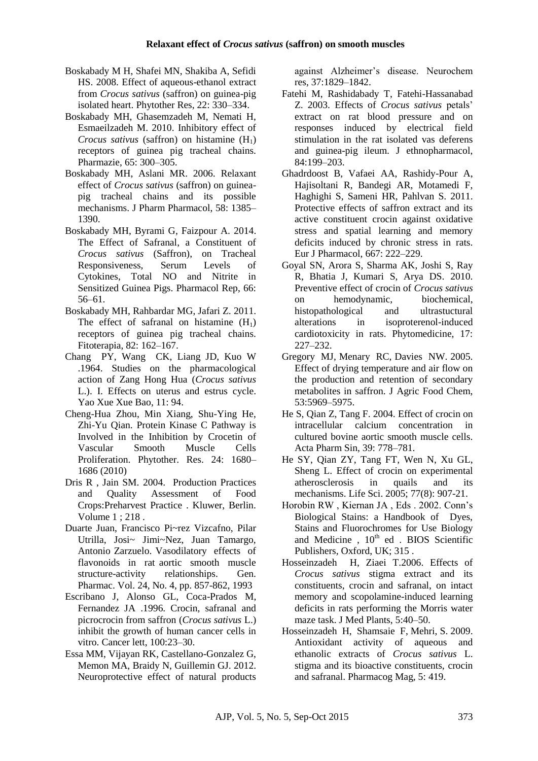Boskabady M H, Shafei MN, Shakiba A, Sefidi HS. 2008. Effect of aqueous-ethanol extract from *Crocus sativus* (saffron) on guinea-pig isolated heart. Phytother Res, 22: 330–334.

Boskabady MH, Ghasemzadeh M, Nemati H, Esmaeilzadeh M. 2010. Inhibitory effect of *Crocus sativus* (saffron) on histamine ($H_1$) receptors of guinea pig tracheal chains. Pharmazie, 65: 300–305.

Boskabady MH, Aslani MR. 2006. Relaxant effect of *Crocus sativus* (saffron) on guinea-pig tracheal chains and its possible mechanisms. J Pharm Pharmacol, 58: 1385–1390.

Boskabady MH, Byrami G, Faizpour A. 2014. The Effect of Safranal, a Constituent of *Crocus sativus* (Saffron), on Tracheal Responsiveness, Serum Levels of Cytokines, Total NO and Nitrite in Sensitized Guinea Pigs. Pharmacol Rep, 66: 56–61.

Boskabady MH, Rahbardar MG, Jafari Z. 2011. The effect of safranal on histamine ($H_1$) receptors of guinea pig tracheal chains. Fitoterapia, 82: 162–167.

Chang PY, Wang CK, Liang JD, Kuo W .1964. Studies on the pharmacological action of Zang Hong Hua (*Crocus sativus* L.). I. Effects on uterus and estrus cycle. Yao Xue Xue Bao, 11: 94.

Cheng-Hua Zhou, Min Xiang, Shu-Ying He, Zhi-Yu Qian. Protein Kinase C Pathway is Involved in the Inhibition by Crocetin of Vascular Smooth Muscle Cells Proliferation. Phytother. Res. 24: 1680–1686 (2010)

Dris R , Jain SM. 2004. Production Practices and Quality Assessment of Food Crops:Preharvest Practice . Kluwer, Berlin. Volume 1 ; 218 .

Duarte Juan, Francisco Pi~rez Vizcafno, Pilar Utrilla, Josi~ Jimi~Nez, Juan Tamargo, Antonio Zarzuelo. Vasodilatory effects of flavonoids in rat aortic smooth muscle structure-activity relationships. Gen. Pharmac. Vol. 24, No. 4, pp. 857-862, 1993

Escribano J, Alonso GL, Coca-Prados M, Fernandez JA .1996. Crocin, safranal and picrocrocin from saffron (*Crocus sativus* L.) inhibit the growth of human cancer cells in vitro. Cancer lett, 100:23–30.

Essa MM, Vijayan RK, Castellano-Gonzalez G, Memon MA, Braidy N, Guillemin GJ. 2012. Neuroprotective effect of natural products against Alzheimer's disease. Neurochem res, 37:1829–1842.

Fatehi M, Rashidabady T, Fatehi-Hassanabad Z. 2003. Effects of *Crocus sativus* petals' extract on rat blood pressure and on responses induced by electrical field stimulation in the rat isolated vas deferens and guinea-pig ileum. J ethnopharmacol, 84:199–203.

Ghadrdoost B, Vafaei AA, Rashidy-Pour A, Hajisoltani R, Bandegi AR, Motamedi F, Haghighi S, Sameni HR, Pahlvan S. 2011. Protective effects of saffron extract and its active constituent crocin against oxidative stress and spatial learning and memory deficits induced by chronic stress in rats. Eur J Pharmacol, 667: 222–229.

Goyal SN, Arora S, Sharma AK, Joshi S, Ray R, Bhatia J, Kumari S, Arya DS. 2010. Preventive effect of crocin of *Crocus sativus* on hemodynamic, biochemical, histopathological and ultrastuctural alterations in isoproterenol-induced cardiotoxicity in rats. Phytomedicine, 17: 227–232.

Gregory MJ, Menary RC, Davies NW. 2005. Effect of drying temperature and air flow on the production and retention of secondary metabolites in saffron. J Agric Food Chem, 53:5969–5975.

He S, Qian Z, Tang F. 2004. Effect of crocin on intracellular calcium concentration in cultured bovine aortic smooth muscle cells. Acta Pharm Sin, 39: 778–781.

He SY, Qian ZY, Tang FT, Wen N, Xu GL, Sheng L. Effect of crocin on experimental atherosclerosis in quails and its mechanisms. Life Sci. 2005; 77(8): 907-21.

Horobin RW , Kiernan JA , Eds . 2002. Conn's Biological Stains: a Handbook of Dyes, Stains and Fluorochromes for Use Biology and Medicine , 10th ed . BIOS Scientific Publishers, Oxford, UK; 315 .

Hosseinzadeh H, Ziaei T.2006. Effects of *Crocus sativus* stigma extract and its constituents, crocin and safranal, on intact memory and scopolamine-induced learning deficits in rats performing the Morris water maze task. J Med Plants, 5:40–50.

Hosseinzadeh H, Shamsaie F, Mehri, S. 2009. Antioxidant activity of aqueous and ethanolic extracts of *Crocus sativus* L. stigma and its bioactive constituents, crocin and safranal. Pharmacog Mag, 5: 419.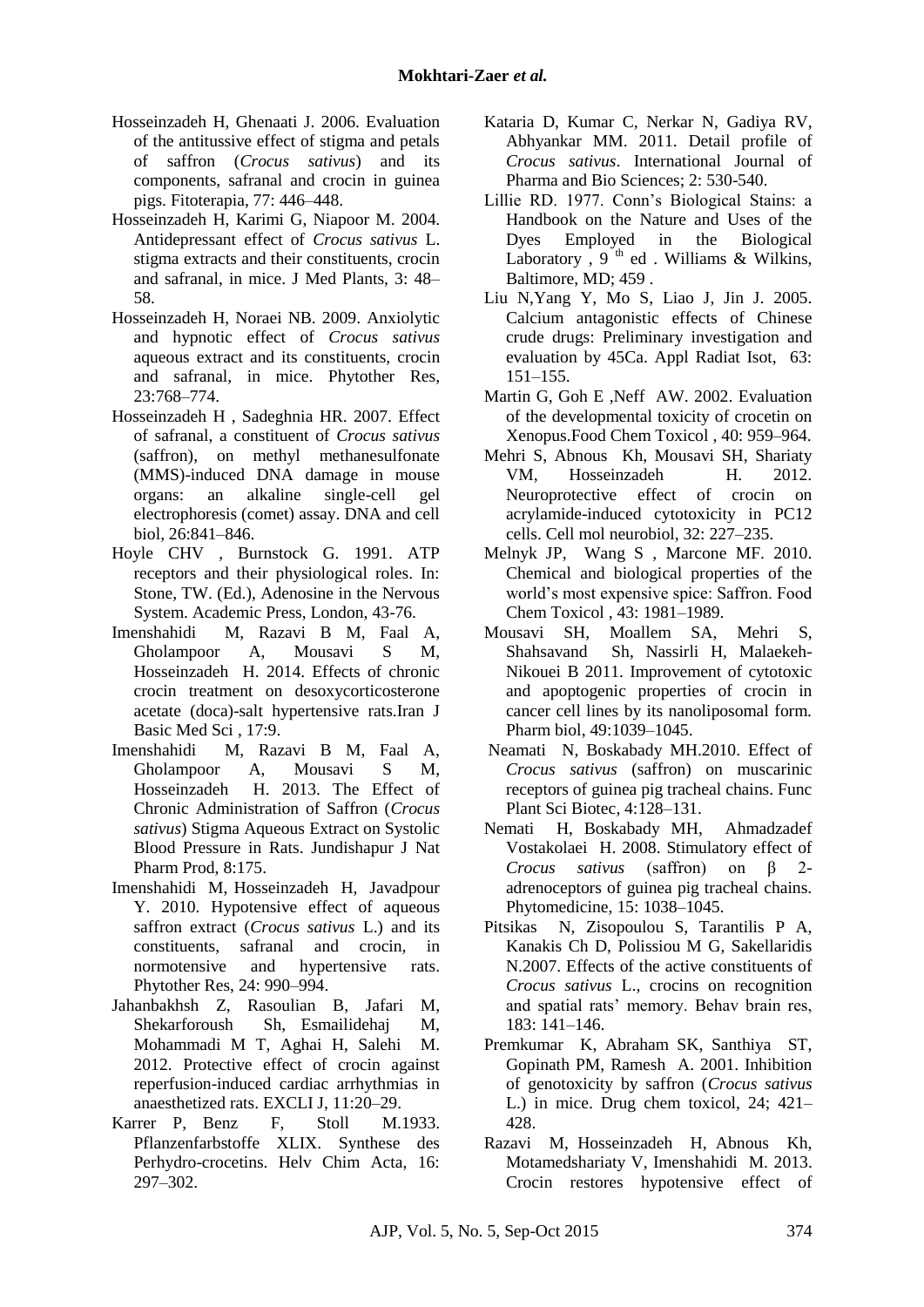Hosseinzadeh H, Ghenaati J. 2006. Evaluation of the antitussive effect of stigma and petals of saffron (*Crocus sativus*) and its components, safranal and crocin in guinea pigs. Fitoterapia, 77: 446–448.

Hosseinzadeh H, Karimi G, Niapoor M. 2004. Antidepressant effect of *Crocus sativus* L. stigma extracts and their constituents, crocin and safranal, in mice. J Med Plants, 3: 48–58.

Hosseinzadeh H, Noraei NB. 2009. Anxiolytic and hypnotic effect of *Crocus sativus* aqueous extract and its constituents, crocin and safranal, in mice. Phytother Res, 23:768–774.

Hosseinzadeh H , Sadeghnia HR. 2007. Effect of safranal, a constituent of *Crocus sativus* (saffron), on methyl methanesulfonate (MMS)-induced DNA damage in mouse organs: an alkaline single-cell gel electrophoresis (comet) assay. DNA and cell biol, 26:841–846.

Hoyle CHV , Burnstock G. 1991. ATP receptors and their physiological roles. In: Stone, TW. (Ed.), Adenosine in the Nervous System. Academic Press, London, 43-76.

Imenshahidi M, Razavi B M, Faal A, Gholampoor A, Mousavi S M, Hosseinzadeh H. 2014. Effects of chronic crocin treatment on desoxycorticosterone acetate (doca)-salt hypertensive rats.Iran J Basic Med Sci , 17:9.

Imenshahidi M, Razavi B M, Faal A, Gholampoor A, Mousavi S M, Hosseinzadeh H. 2013. The Effect of Chronic Administration of Saffron (*Crocus sativus*) Stigma Aqueous Extract on Systolic Blood Pressure in Rats. Jundishapur J Nat Pharm Prod, 8:175.

Imenshahidi M, Hosseinzadeh H, Javadpour Y. 2010. Hypotensive effect of aqueous saffron extract (*Crocus sativus* L.) and its constituents, safranal and crocin, in normotensive and hypertensive rats. Phytother Res, 24: 990–994.

Jahanbakhsh Z, Rasoulian B, Jafari M, Shekarforoush Sh, Esmailidehaj M, Mohammadi M T, Aghai H, Salehi M. 2012. Protective effect of crocin against reperfusion-induced cardiac arrhythmias in anaesthetized rats. EXCLI J, 11:20–29.

Karrer P, Benz F, Stoll M.1933. Pflanzenfarbstoffe XLIX. Synthese des Perhydro-crocetins. Helv Chim Acta, 16: 297–302.

Kataria D, Kumar C, Nerkar N, Gadiya RV, Abhyankar MM. 2011. Detail profile of *Crocus sativus*. International Journal of Pharma and Bio Sciences; 2: 530-540.

Lillie RD. 1977. Conn's Biological Stains: a Handbook on the Nature and Uses of the Dyes Employed in the Biological Laboratory , 9 th ed . Williams & Wilkins, Baltimore, MD; 459 .

Liu N,Yang Y, Mo S, Liao J, Jin J. 2005. Calcium antagonistic effects of Chinese crude drugs: Preliminary investigation and evaluation by 45Ca. Appl Radiat Isot, 63: 151–155.

Martin G, Goh E ,Neff AW. 2002. Evaluation of the developmental toxicity of crocetin on Xenopus.Food Chem Toxicol , 40: 959–964.

Mehri S, Abnous Kh, Mousavi SH, Shariaty VM, Hosseinzadeh H. 2012. Neuroprotective effect of crocin on acrylamide-induced cytotoxicity in PC12 cells. Cell mol neurobiol, 32: 227–235.

Melnyk JP, Wang S , Marcone MF. 2010. Chemical and biological properties of the world's most expensive spice: Saffron. Food Chem Toxicol , 43: 1981–1989.

Mousavi SH, Moallem SA, Mehri S, Shahsavand Sh, Nassirli H, Malaekeh-Nikouei B 2011. Improvement of cytotoxic and apoptogenic properties of crocin in cancer cell lines by its nanoliposomal form. Pharm biol, 49:1039–1045.

Neamati N, Boskabady MH.2010. Effect of *Crocus sativus* (saffron) on muscarinic receptors of guinea pig tracheal chains. Func Plant Sci Biotec, 4:128–131.

Nemati H, Boskabady MH, Ahmadzadef Vostakolaei H. 2008. Stimulatory effect of *Crocus sativus* (saffron) on β 2-adrenoceptors of guinea pig tracheal chains. Phytomedicine, 15: 1038–1045.

Pitsikas N, Zisopoulou S, Tarantilis P A, Kanakis Ch D, Polissiou M G, Sakellaridis N.2007. Effects of the active constituents of *Crocus sativus* L., crocins on recognition and spatial rats' memory. Behav brain res, 183: 141–146.

Premkumar K, Abraham SK, Santhiya ST, Gopinath PM, Ramesh A. 2001. Inhibition of genotoxicity by saffron (*Crocus sativus* L.) in mice. Drug chem toxicol, 24; 421–428.

Razavi M, Hosseinzadeh H, Abnous Kh, Motamedshariaty V, Imenshahidi M. 2013. Crocin restores hypotensive effect of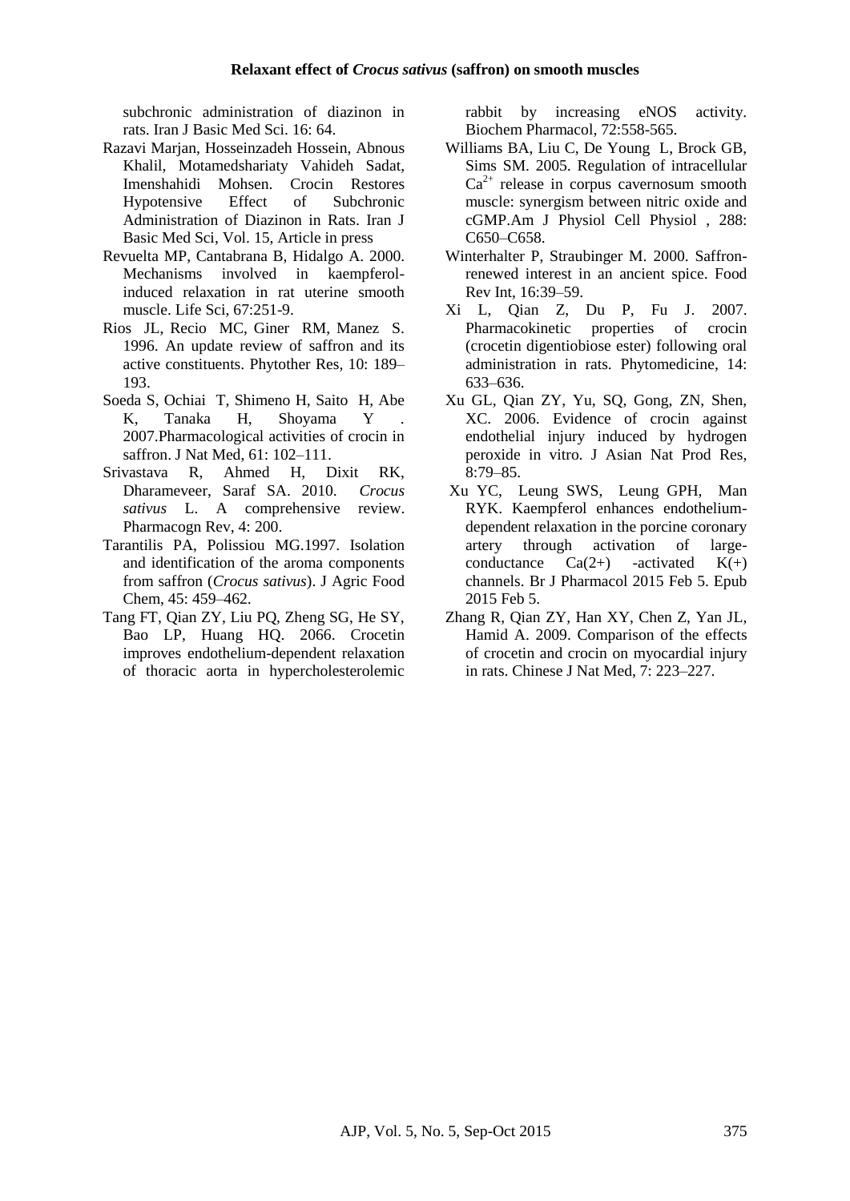subchronic administration of diazinon in rats. Iran J Basic Med Sci. 16: 64.

Razavi Marjan, Hosseinzadeh Hossein, Abnous Khalil, Motamedshariaty Vahideh Sadat, Imenshahidi Mohsen. Crocin Restores Hypotensive Effect of Subchronic Administration of Diazinon in Rats. Iran J Basic Med Sci, Vol. 15, Article in press

Revuelta MP, Cantabrana B, Hidalgo A. 2000. Mechanisms involved in kaempferol-induced relaxation in rat uterine smooth muscle. Life Sci, 67:251-9.

Rios JL, Recio MC, Giner RM, Manez S. 1996. An update review of saffron and its active constituents. Phytother Res, 10: 189–193.

Soeda S, Ochiai T, Shimeno H, Saito H, Abe K, Tanaka H, Shoyama Y . 2007.Pharmacological activities of crocin in saffron. J Nat Med, 61: 102–111.

Srivastava R, Ahmed H, Dixit RK, Dharameveer, Saraf SA. 2010. *Crocus sativus* L. A comprehensive review. Pharmacogn Rev, 4: 200.

Tarantilis PA, Polissiou MG.1997. Isolation and identification of the aroma components from saffron (*Crocus sativus*). J Agric Food Chem, 45: 459–462.

Tang FT, Qian ZY, Liu PQ, Zheng SG, He SY, Bao LP, Huang HQ. 2066. Crocetin improves endothelium-dependent relaxation of thoracic aorta in hypercholesterolemic rabbit by increasing eNOS activity. Biochem Pharmacol, 72:558-565.

Williams BA, Liu C, De Young L, Brock GB, Sims SM. 2005. Regulation of intracellular $Ca^{2+}$ release in corpus cavernosum smooth muscle: synergism between nitric oxide and cGMP.Am J Physiol Cell Physiol , 288: C650–C658.

Winterhalter P, Straubinger M. 2000. Saffron-renewed interest in an ancient spice. Food Rev Int, 16:39–59.

Xi L, Qian Z, Du P, Fu J. 2007. Pharmacokinetic properties of crocin (crocetin digentiobiose ester) following oral administration in rats. Phytomedicine, 14: 633–636.

Xu GL, Qian ZY, Yu, SQ, Gong, ZN, Shen, XC. 2006. Evidence of crocin against endothelial injury induced by hydrogen peroxide in vitro. J Asian Nat Prod Res, 8:79–85.

Xu YC, Leung SWS, Leung GPH, Man RYK. Kaempferol enhances endothelium-dependent relaxation in the porcine coronary artery through activation of large-conductance Ca(2+) -activated K(+) channels. Br J Pharmacol 2015 Feb 5. Epub 2015 Feb 5.

Zhang R, Qian ZY, Han XY, Chen Z, Yan JL, Hamid A. 2009. Comparison of the effects of crocetin and crocin on myocardial injury in rats. Chinese J Nat Med, 7: 223–227.